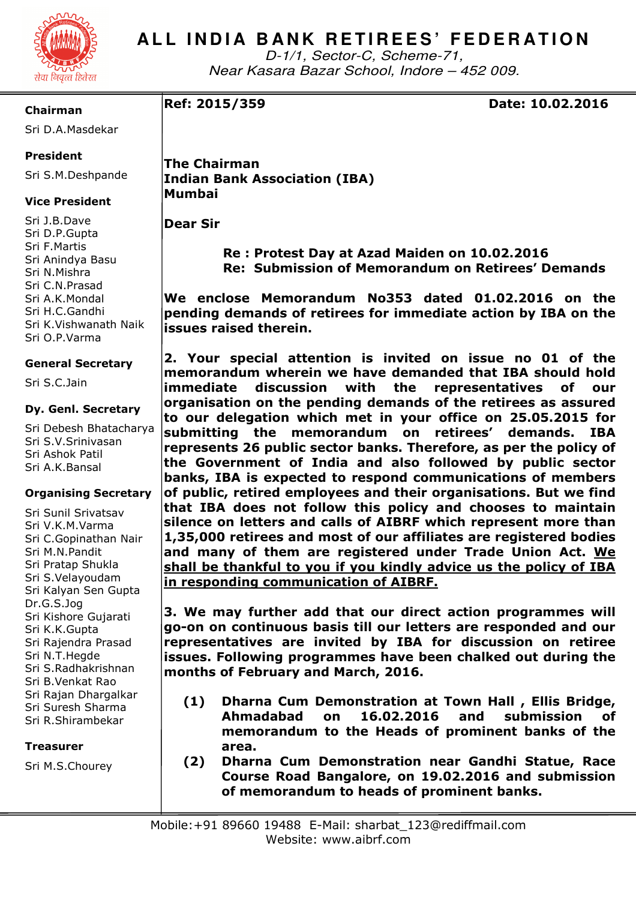# ALL INDIA BANK RETIREES' FEDERATION

*D-1/1, Sector-C, Scheme-71,*
*Near Kasara Bazar School, Indore – 452 009.*

**Chairman**
Sri D.A.Masdekar

**President**
Sri S.M.Deshpande

**Vice President**
Sri J.B.Dave
Sri D.P.Gupta
Sri F.Martis
Sri Anindya Basu
Sri N.Mishra
Sri C.N.Prasad
Sri A.K.Mondal
Sri H.C.Gandhi
Sri K.Vishwanath Naik
Sri O.P.Varma

**General Secretary**
Sri S.C.Jain

**Dy. Genl. Secretary**
Sri Debesh Bhatacharya
Sri S.V.Srinivasan
Sri Ashok Patil
Sri A.K.Bansal

**Organising Secretary**
Sri Sunil Srivatsav
Sri V.K.M.Varma
Sri C.Gopinathan Nair
Sri M.N.Pandit
Sri Pratap Shukla
Sri S.Velayoudam
Sri Kalyan Sen Gupta
Dr.G.S.Jog
Sri Kishore Gujarati
Sri K.K.Gupta
Sri Rajendra Prasad
Sri N.T.Hegde
Sri S.Radhakrishnan
Sri B.Venkat Rao
Sri Rajan Dhargalkar
Sri Suresh Sharma
Sri R.Shirambekar

**Treasurer**
Sri M.S.Chourey

**Ref: 2015/359** **Date: 10.02.2016**

**The Chairman**
**Indian Bank Association (IBA)**
**Mumbai**

**Dear Sir**

**Re : Protest Day at Azad Maiden on 10.02.2016**
**Re: Submission of Memorandum on Retirees' Demands**

**We enclose Memorandum No353 dated 01.02.2016 on the pending demands of retirees for immediate action by IBA on the issues raised therein.**

**2. Your special attention is invited on issue no 01 of the memorandum wherein we have demanded that IBA should hold immediate discussion with the representatives of our organisation on the pending demands of the retirees as assured to our delegation which met in your office on 25.05.2015 for submitting the memorandum on retirees' demands. IBA represents 26 public sector banks. Therefore, as per the policy of the Government of India and also followed by public sector banks, IBA is expected to respond communications of members of public, retired employees and their organisations. But we find that IBA does not follow this policy and chooses to maintain silence on letters and calls of AIBRF which represent more than 1,35,000 retirees and most of our affiliates are registered bodies and many of them are registered under Trade Union Act. <u>We shall be thankful to you if you kindly advice us the policy of IBA in responding communication of AIBRF.</u>**

**3. We may further add that our direct action programmes will go-on on continuous basis till our letters are responded and our representatives are invited by IBA for discussion on retiree issues. Following programmes have been chalked out during the months of February and March, 2016.**

**(1) Dharna Cum Demonstration at Town Hall , Ellis Bridge, Ahmadabad on 16.02.2016 and submission of memorandum to the Heads of prominent banks of the area.**

**(2) Dharna Cum Demonstration near Gandhi Statue, Race Course Road Bangalore, on 19.02.2016 and submission of memorandum to heads of prominent banks.**

Mobile:+91 89660 19488 E-Mail: sharbat_123@rediffmail.com
Website: www.aibrf.com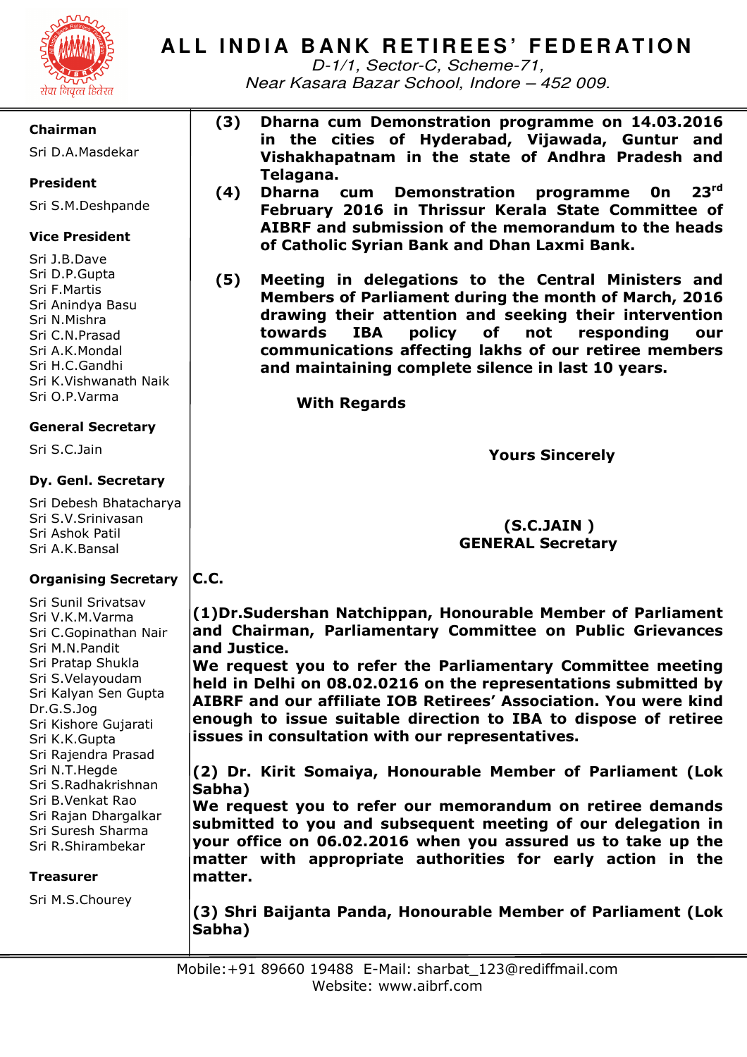# ALL INDIA BANK RETIREES' FEDERATION

*D-1/1, Sector-C, Scheme-71,*
*Near Kasara Bazar School, Indore – 452 009.*

**Chairman**

Sri D.A.Masdekar

**President**

Sri S.M.Deshpande

**Vice President**

Sri J.B.Dave
Sri D.P.Gupta
Sri F.Martis
Sri Anindya Basu
Sri N.Mishra
Sri C.N.Prasad
Sri A.K.Mondal
Sri H.C.Gandhi
Sri K.Vishwanath Naik
Sri O.P.Varma

**General Secretary**

Sri S.C.Jain

**Dy. Genl. Secretary**

Sri Debesh Bhatacharya
Sri S.V.Srinivasan
Sri Ashok Patil
Sri A.K.Bansal

**Organising Secretary**

Sri Sunil Srivatsav
Sri V.K.M.Varma
Sri C.Gopinathan Nair
Sri M.N.Pandit
Sri Pratap Shukla
Sri S.Velayoudam
Sri Kalyan Sen Gupta
Dr.G.S.Jog
Sri Kishore Gujarati
Sri K.K.Gupta
Sri Rajendra Prasad
Sri N.T.Hegde
Sri S.Radhakrishnan
Sri B.Venkat Rao
Sri Rajan Dhargalkar
Sri Suresh Sharma
Sri R.Shirambekar

**Treasurer**

Sri M.S.Chourey

---

**(3) Dharna cum Demonstration programme on 14.03.2016 in the cities of Hyderabad, Vijawada, Guntur and Vishakhapatnam in the state of Andhra Pradesh and Telagana.**

**(4) Dharna cum Demonstration programme On 23rd February 2016 in Thrissur Kerala State Committee of AIBRF and submission of the memorandum to the heads of Catholic Syrian Bank and Dhan Laxmi Bank.**

**(5) Meeting in delegations to the Central Ministers and Members of Parliament during the month of March, 2016 drawing their attention and seeking their intervention towards IBA policy of not responding our communications affecting lakhs of our retiree members and maintaining complete silence in last 10 years.**

**With Regards**

**Yours Sincerely**

**(S.C.JAIN )**
**GENERAL Secretary**

**C.C.**

**(1)Dr.Sudershan Natchippan, Honourable Member of Parliament and Chairman, Parliamentary Committee on Public Grievances and Justice.**
**We request you to refer the Parliamentary Committee meeting held in Delhi on 08.02.0216 on the representations submitted by AIBRF and our affiliate IOB Retirees' Association. You were kind enough to issue suitable direction to IBA to dispose of retiree issues in consultation with our representatives.**

**(2) Dr. Kirit Somaiya, Honourable Member of Parliament (Lok Sabha)**
**We request you to refer our memorandum on retiree demands submitted to you and subsequent meeting of our delegation in your office on 06.02.2016 when you assured us to take up the matter with appropriate authorities for early action in the matter.**

**(3) Shri Baijanta Panda, Honourable Member of Parliament (Lok Sabha)**

Mobile:+91 89660 19488 E-Mail: sharbat_123@rediffmail.com
Website: www.aibrf.com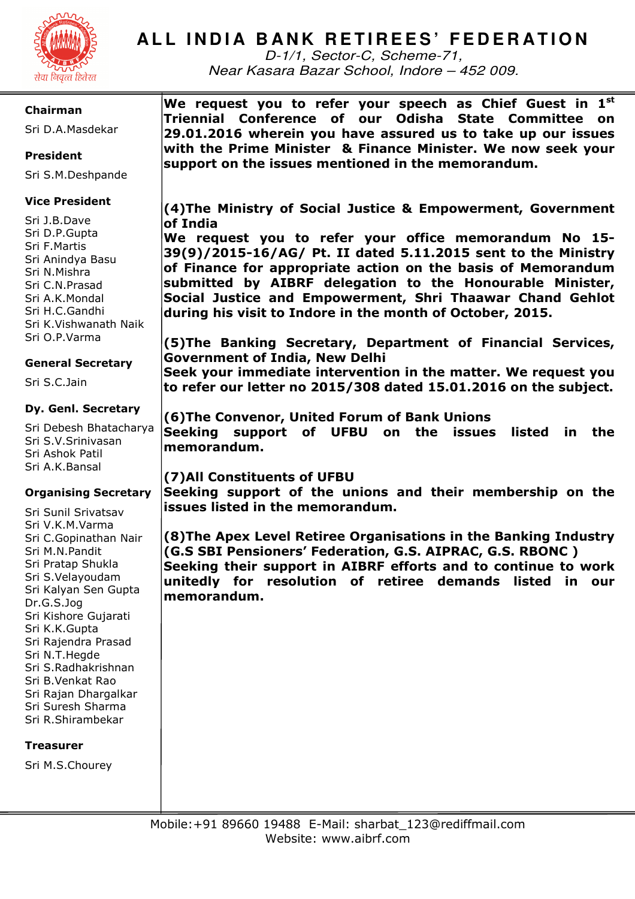# ALL INDIA BANK RETIREES' FEDERATION

*D-1/1, Sector-C, Scheme-71,*
*Near Kasara Bazar School, Indore – 452 009.*

**Chairman**
Sri D.A.Masdekar

**President**
Sri S.M.Deshpande

**Vice President**
Sri J.B.Dave
Sri D.P.Gupta
Sri F.Martis
Sri Anindya Basu
Sri N.Mishra
Sri C.N.Prasad
Sri A.K.Mondal
Sri H.C.Gandhi
Sri K.Vishwanath Naik
Sri O.P.Varma

**General Secretary**
Sri S.C.Jain

**Dy. Genl. Secretary**
Sri Debesh Bhatacharya
Sri S.V.Srinivasan
Sri Ashok Patil
Sri A.K.Bansal

**Organising Secretary**
Sri Sunil Srivatsav
Sri V.K.M.Varma
Sri C.Gopinathan Nair
Sri M.N.Pandit
Sri Pratap Shukla
Sri S.Velayoudam
Sri Kalyan Sen Gupta
Dr.G.S.Jog
Sri Kishore Gujarati
Sri K.K.Gupta
Sri Rajendra Prasad
Sri N.T.Hegde
Sri S.Radhakrishnan
Sri B.Venkat Rao
Sri Rajan Dhargalkar
Sri Suresh Sharma
Sri R.Shirambekar

**Treasurer**
Sri M.S.Chourey

**We request you to refer your speech as Chief Guest in 1st Triennial Conference of our Odisha State Committee on 29.01.2016 wherein you have assured us to take up our issues with the Prime Minister & Finance Minister. We now seek your support on the issues mentioned in the memorandum.**

**(4)The Ministry of Social Justice & Empowerment, Government of India**
**We request you to refer your office memorandum No 15-39(9)/2015-16/AG/ Pt. II dated 5.11.2015 sent to the Ministry of Finance for appropriate action on the basis of Memorandum submitted by AIBRF delegation to the Honourable Minister, Social Justice and Empowerment, Shri Thaawar Chand Gehlot during his visit to Indore in the month of October, 2015.**

**(5)The Banking Secretary, Department of Financial Services, Government of India, New Delhi**
**Seek your immediate intervention in the matter. We request you to refer our letter no 2015/308 dated 15.01.2016 on the subject.**

**(6)The Convenor, United Forum of Bank Unions**
**Seeking support of UFBU on the issues listed in the memorandum.**

**(7)All Constituents of UFBU**
**Seeking support of the unions and their membership on the issues listed in the memorandum.**

**(8)The Apex Level Retiree Organisations in the Banking Industry (G.S SBI Pensioners' Federation, G.S. AIPRAC, G.S. RBONC )**
**Seeking their support in AIBRF efforts and to continue to work unitedly for resolution of retiree demands listed in our memorandum.**

Mobile:+91 89660 19488 E-Mail: sharbat_123@rediffmail.com
Website: www.aibrf.com